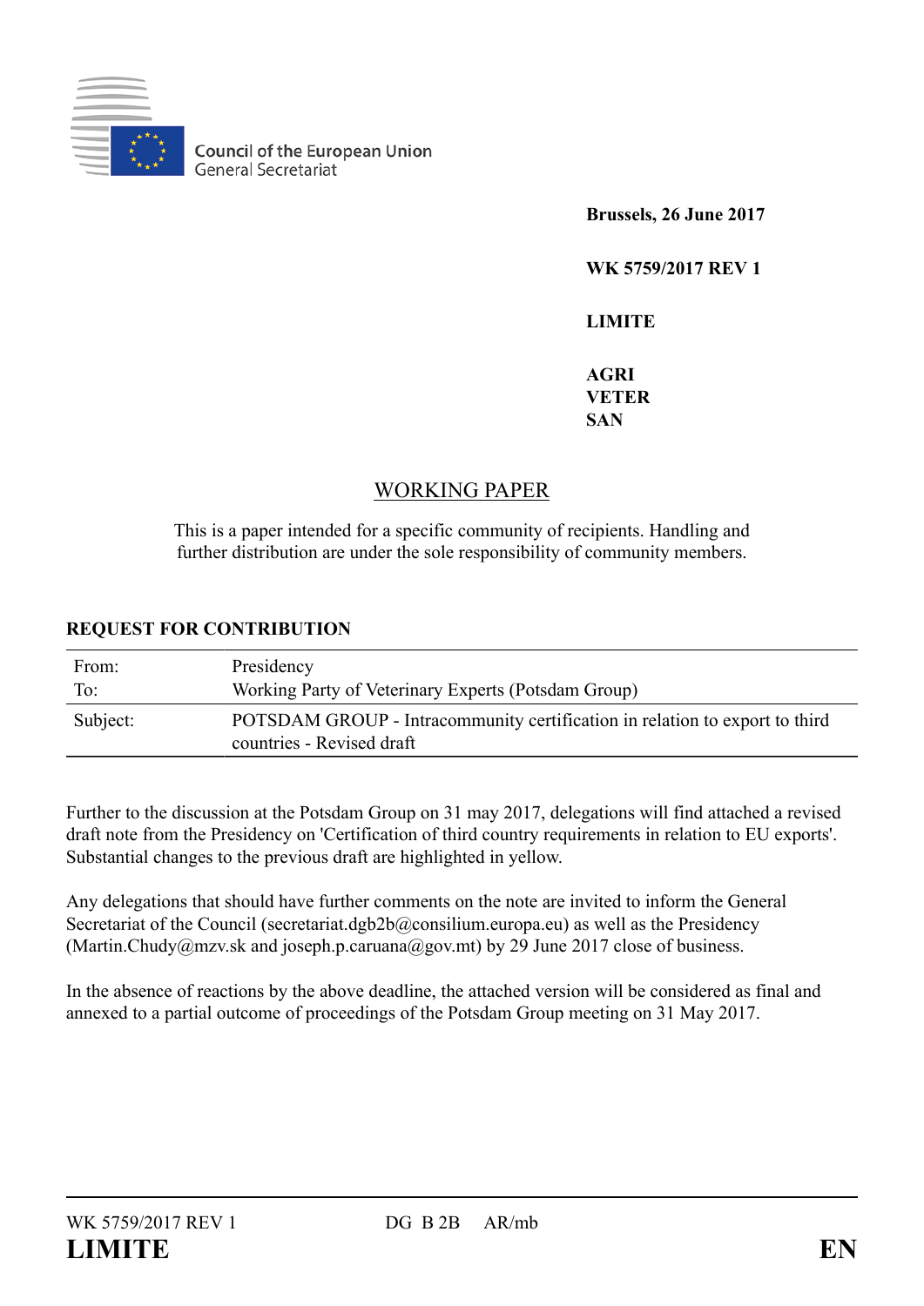Council of the European Union
General Secretariat

**Brussels, 26 June 2017**

**WK 5759/2017 REV 1**

**LIMITE**

**AGRI**
**VETER**
**SAN**

## WORKING PAPER

This is a paper intended for a specific community of recipients. Handling and further distribution are under the sole responsibility of community members.

**REQUEST FOR CONTRIBUTION**

| | |
|---|---|
| From:<br>To: | Presidency<br>Working Party of Veterinary Experts (Potsdam Group) |
| Subject: | POTSDAM GROUP - Intracommunity certification in relation to export to third countries - Revised draft |

Further to the discussion at the Potsdam Group on 31 may 2017, delegations will find attached a revised draft note from the Presidency on 'Certification of third country requirements in relation to EU exports'. Substantial changes to the previous draft are highlighted in yellow.

Any delegations that should have further comments on the note are invited to inform the General Secretariat of the Council (secretariat.dgb2b@consilium.europa.eu) as well as the Presidency (Martin.Chudy@mzv.sk and joseph.p.caruana@gov.mt) by 29 June 2017 close of business.

In the absence of reactions by the above deadline, the attached version will be considered as final and annexed to a partial outcome of proceedings of the Potsdam Group meeting on 31 May 2017.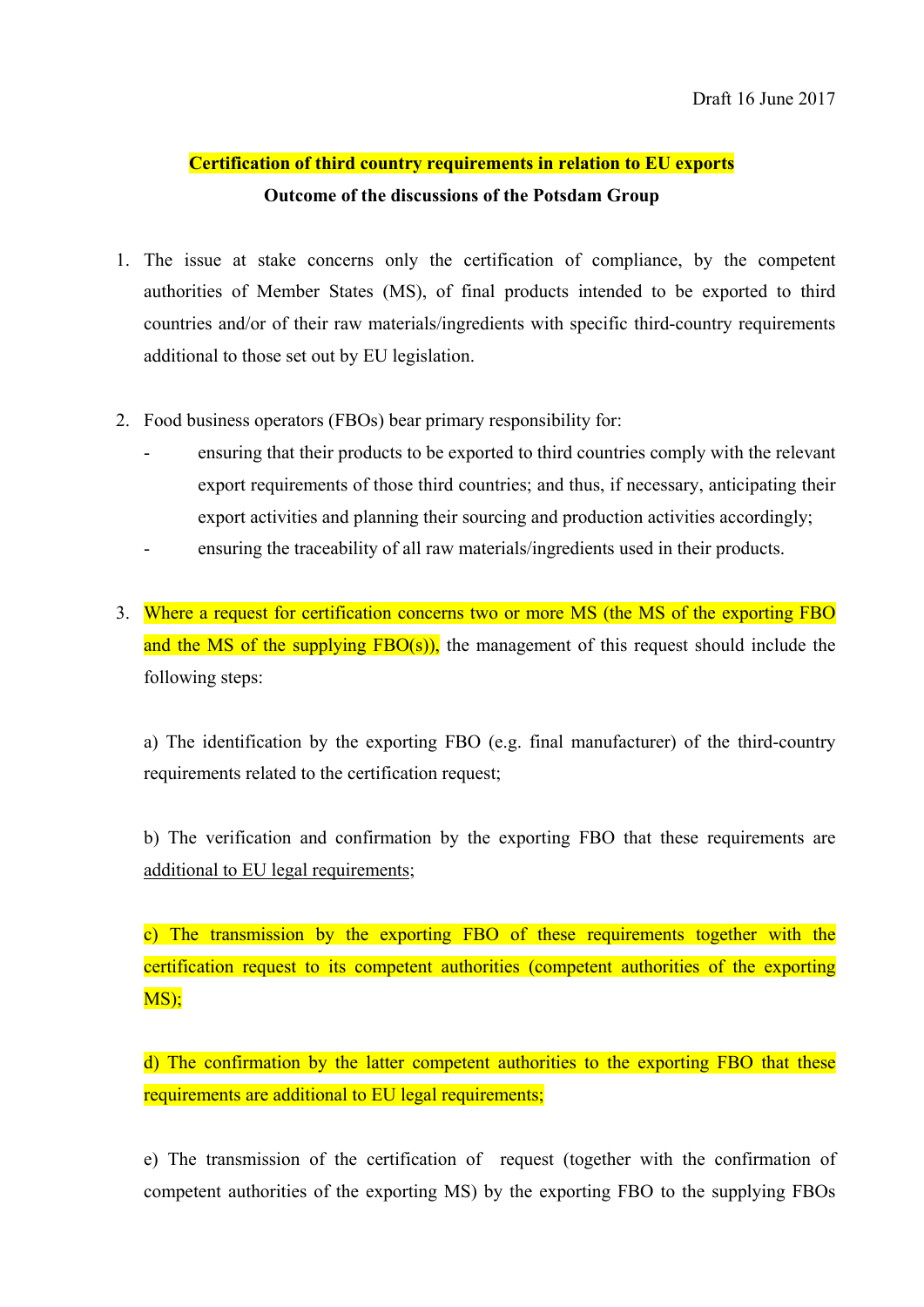Draft 16 June 2017

**Certification of third country requirements in relation to EU exports**

**Outcome of the discussions of the Potsdam Group**

1. The issue at stake concerns only the certification of compliance, by the competent authorities of Member States (MS), of final products intended to be exported to third countries and/or of their raw materials/ingredients with specific third-country requirements additional to those set out by EU legislation.

2. Food business operators (FBOs) bear primary responsibility for:
   - ensuring that their products to be exported to third countries comply with the relevant export requirements of those third countries; and thus, if necessary, anticipating their export activities and planning their sourcing and production activities accordingly;
   - ensuring the traceability of all raw materials/ingredients used in their products.

3. Where a request for certification concerns two or more MS (the MS of the exporting FBO and the MS of the supplying FBO(s)), the management of this request should include the following steps:

   a) The identification by the exporting FBO (e.g. final manufacturer) of the third-country requirements related to the certification request;

   b) The verification and confirmation by the exporting FBO that these requirements are additional to EU legal requirements;

   c) The transmission by the exporting FBO of these requirements together with the certification request to its competent authorities (competent authorities of the exporting MS);

   d) The confirmation by the latter competent authorities to the exporting FBO that these requirements are additional to EU legal requirements;

   e) The transmission of the certification of request (together with the confirmation of competent authorities of the exporting MS) by the exporting FBO to the supplying FBOs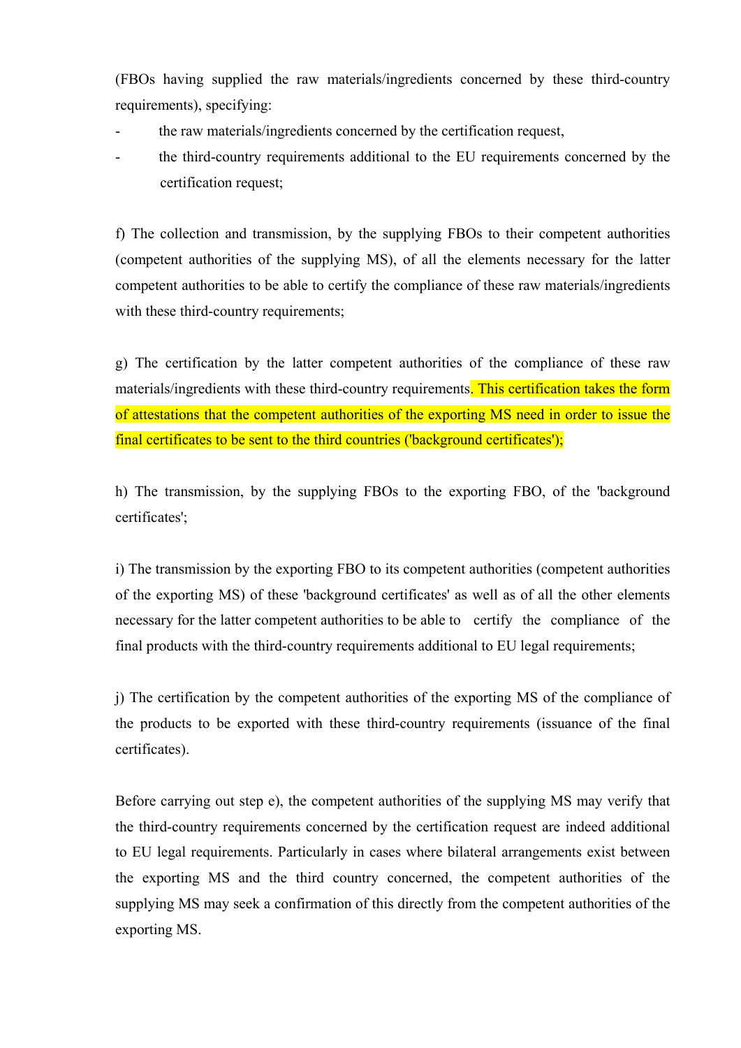(FBOs having supplied the raw materials/ingredients concerned by these third-country requirements), specifying:

- the raw materials/ingredients concerned by the certification request,
- the third-country requirements additional to the EU requirements concerned by the certification request;

f) The collection and transmission, by the supplying FBOs to their competent authorities (competent authorities of the supplying MS), of all the elements necessary for the latter competent authorities to be able to certify the compliance of these raw materials/ingredients with these third-country requirements;

g) The certification by the latter competent authorities of the compliance of these raw materials/ingredients with these third-country requirements. This certification takes the form of attestations that the competent authorities of the exporting MS need in order to issue the final certificates to be sent to the third countries ('background certificates');

h) The transmission, by the supplying FBOs to the exporting FBO, of the 'background certificates';

i) The transmission by the exporting FBO to its competent authorities (competent authorities of the exporting MS) of these 'background certificates' as well as of all the other elements necessary for the latter competent authorities to be able to certify the compliance of the final products with the third-country requirements additional to EU legal requirements;

j) The certification by the competent authorities of the exporting MS of the compliance of the products to be exported with these third-country requirements (issuance of the final certificates).

Before carrying out step e), the competent authorities of the supplying MS may verify that the third-country requirements concerned by the certification request are indeed additional to EU legal requirements. Particularly in cases where bilateral arrangements exist between the exporting MS and the third country concerned, the competent authorities of the supplying MS may seek a confirmation of this directly from the competent authorities of the exporting MS.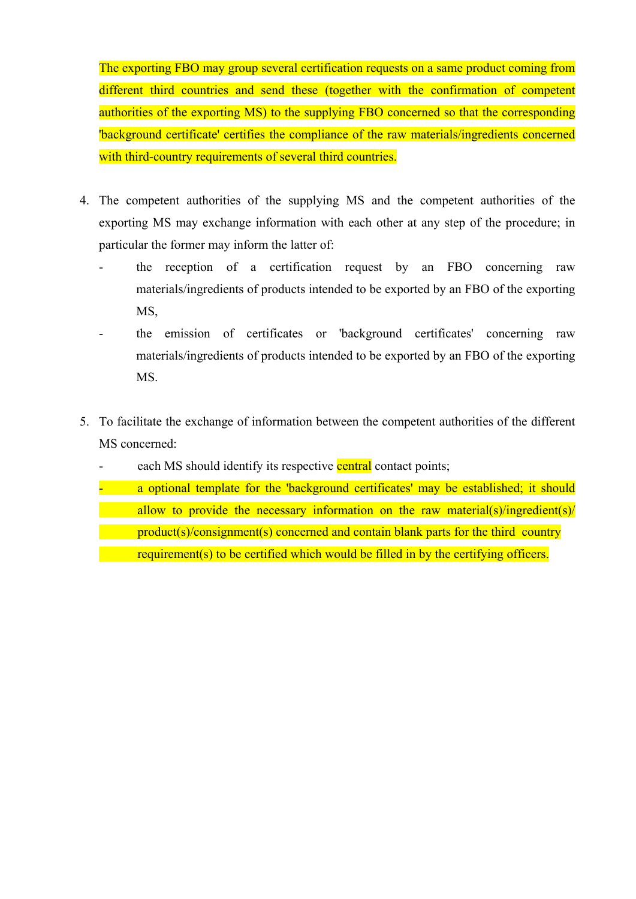The exporting FBO may group several certification requests on a same product coming from different third countries and send these (together with the confirmation of competent authorities of the exporting MS) to the supplying FBO concerned so that the corresponding 'background certificate' certifies the compliance of the raw materials/ingredients concerned with third-country requirements of several third countries.

4. The competent authorities of the supplying MS and the competent authorities of the exporting MS may exchange information with each other at any step of the procedure; in particular the former may inform the latter of:
   - the reception of a certification request by an FBO concerning raw materials/ingredients of products intended to be exported by an FBO of the exporting MS,
   - the emission of certificates or 'background certificates' concerning raw materials/ingredients of products intended to be exported by an FBO of the exporting MS.

5. To facilitate the exchange of information between the competent authorities of the different MS concerned:
   - each MS should identify its respective central contact points;
   - a optional template for the 'background certificates' may be established; it should allow to provide the necessary information on the raw material(s)/ingredient(s)/ product(s)/consignment(s) concerned and contain blank parts for the third country requirement(s) to be certified which would be filled in by the certifying officers.